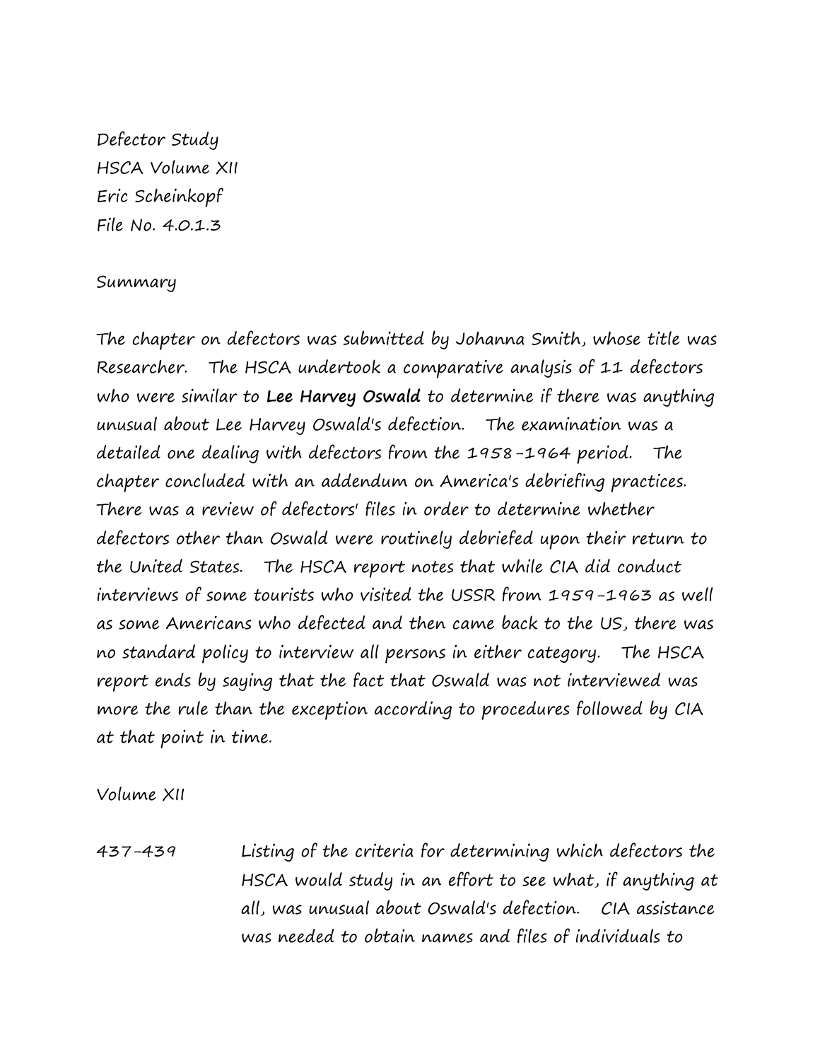Defector Study
HSCA Volume XII
Eric Scheinkopf
File No. 4.0.1.3

Summary

The chapter on defectors was submitted by Johanna Smith, whose title was Researcher. The HSCA undertook a comparative analysis of 11 defectors who were similar to **Lee Harvey Oswald** to determine if there was anything unusual about Lee Harvey Oswald's defection. The examination was a detailed one dealing with defectors from the 1958-1964 period. The chapter concluded with an addendum on America's debriefing practices. There was a review of defectors' files in order to determine whether defectors other than Oswald were routinely debriefed upon their return to the United States. The HSCA report notes that while CIA did conduct interviews of some tourists who visited the USSR from 1959-1963 as well as some Americans who defected and then came back to the US, there was no standard policy to interview all persons in either category. The HSCA report ends by saying that the fact that Oswald was not interviewed was more the rule than the exception according to procedures followed by CIA at that point in time.

Volume XII

437-439 Listing of the criteria for determining which defectors the HSCA would study in an effort to see what, if anything at all, was unusual about Oswald's defection. CIA assistance was needed to obtain names and files of individuals to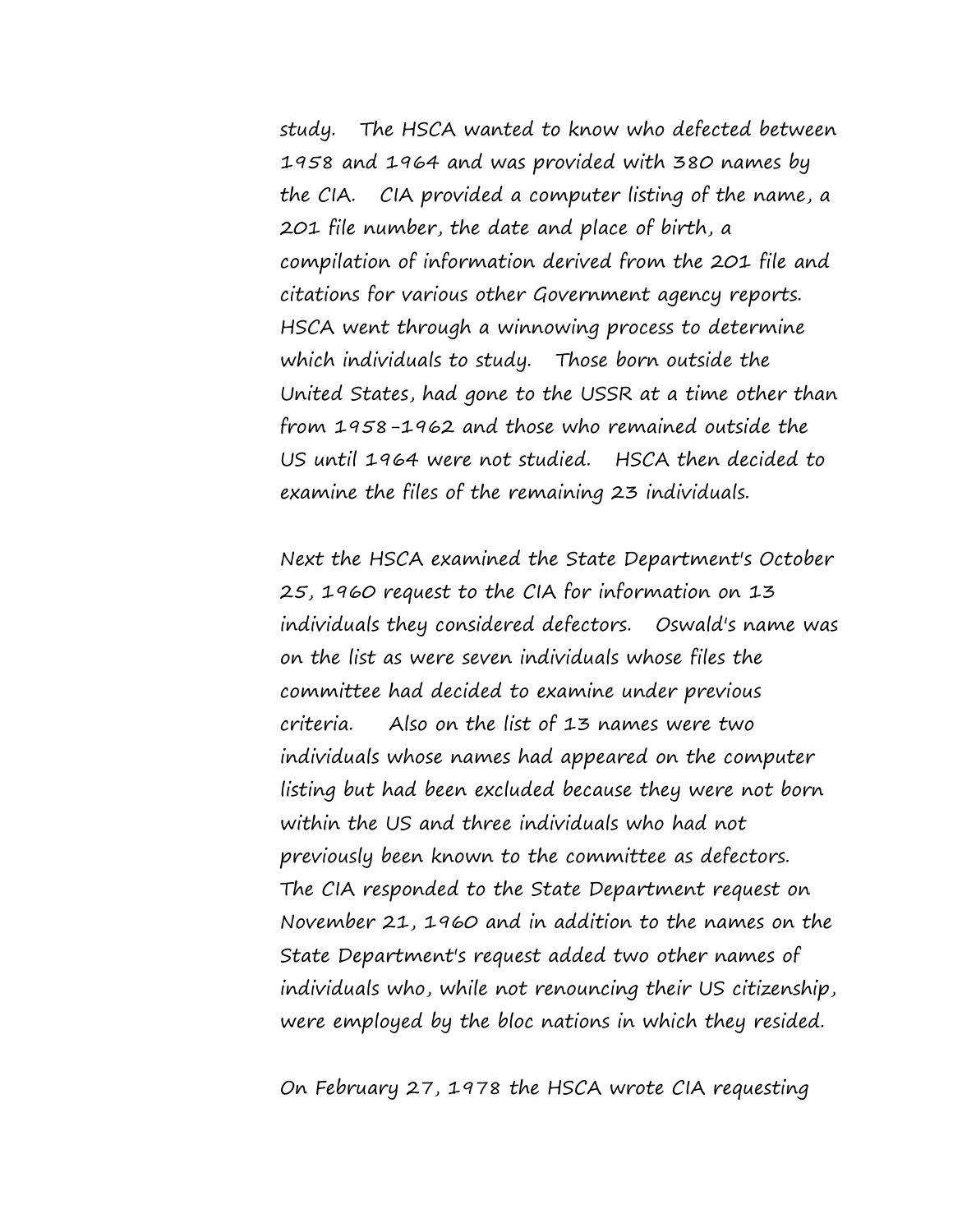study. The HSCA wanted to know who defected between 1958 and 1964 and was provided with 380 names by the CIA. CIA provided a computer listing of the name, a 201 file number, the date and place of birth, a compilation of information derived from the 201 file and citations for various other Government agency reports. HSCA went through a winnowing process to determine which individuals to study. Those born outside the United States, had gone to the USSR at a time other than from 1958-1962 and those who remained outside the US until 1964 were not studied. HSCA then decided to examine the files of the remaining 23 individuals.

Next the HSCA examined the State Department's October 25, 1960 request to the CIA for information on 13 individuals they considered defectors. Oswald's name was on the list as were seven individuals whose files the committee had decided to examine under previous criteria. Also on the list of 13 names were two individuals whose names had appeared on the computer listing but had been excluded because they were not born within the US and three individuals who had not previously been known to the committee as defectors. The CIA responded to the State Department request on November 21, 1960 and in addition to the names on the State Department's request added two other names of individuals who, while not renouncing their US citizenship, were employed by the bloc nations in which they resided.

On February 27, 1978 the HSCA wrote CIA requesting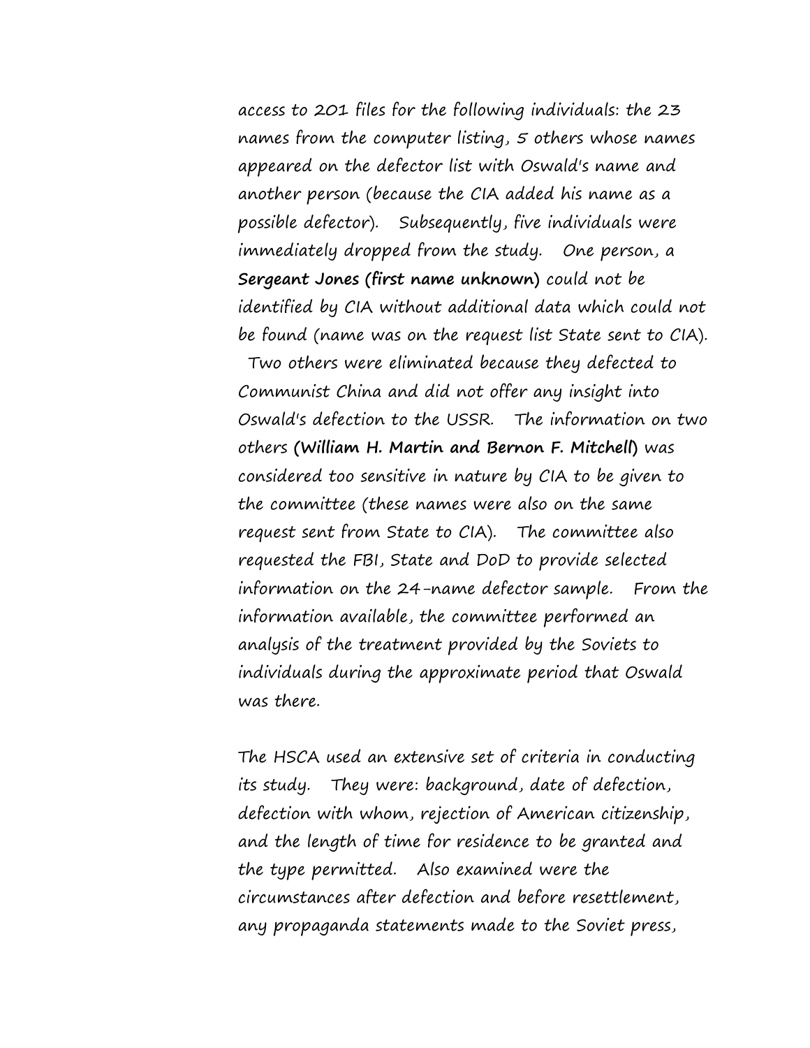access to 201 files for the following individuals: the 23 names from the computer listing, 5 others whose names appeared on the defector list with Oswald's name and another person (because the CIA added his name as a possible defector). Subsequently, five individuals were immediately dropped from the study. One person, a **Sergeant Jones (first name unknown)** could not be identified by CIA without additional data which could not be found (name was on the request list State sent to CIA). Two others were eliminated because they defected to Communist China and did not offer any insight into Oswald's defection to the USSR. The information on two others **(William H. Martin and Bernon F. Mitchell)** was considered too sensitive in nature by CIA to be given to the committee (these names were also on the same request sent from State to CIA). The committee also requested the FBI, State and DoD to provide selected information on the 24-name defector sample. From the information available, the committee performed an analysis of the treatment provided by the Soviets to individuals during the approximate period that Oswald was there.

The HSCA used an extensive set of criteria in conducting its study. They were: background, date of defection, defection with whom, rejection of American citizenship, and the length of time for residence to be granted and the type permitted. Also examined were the circumstances after defection and before resettlement, any propaganda statements made to the Soviet press,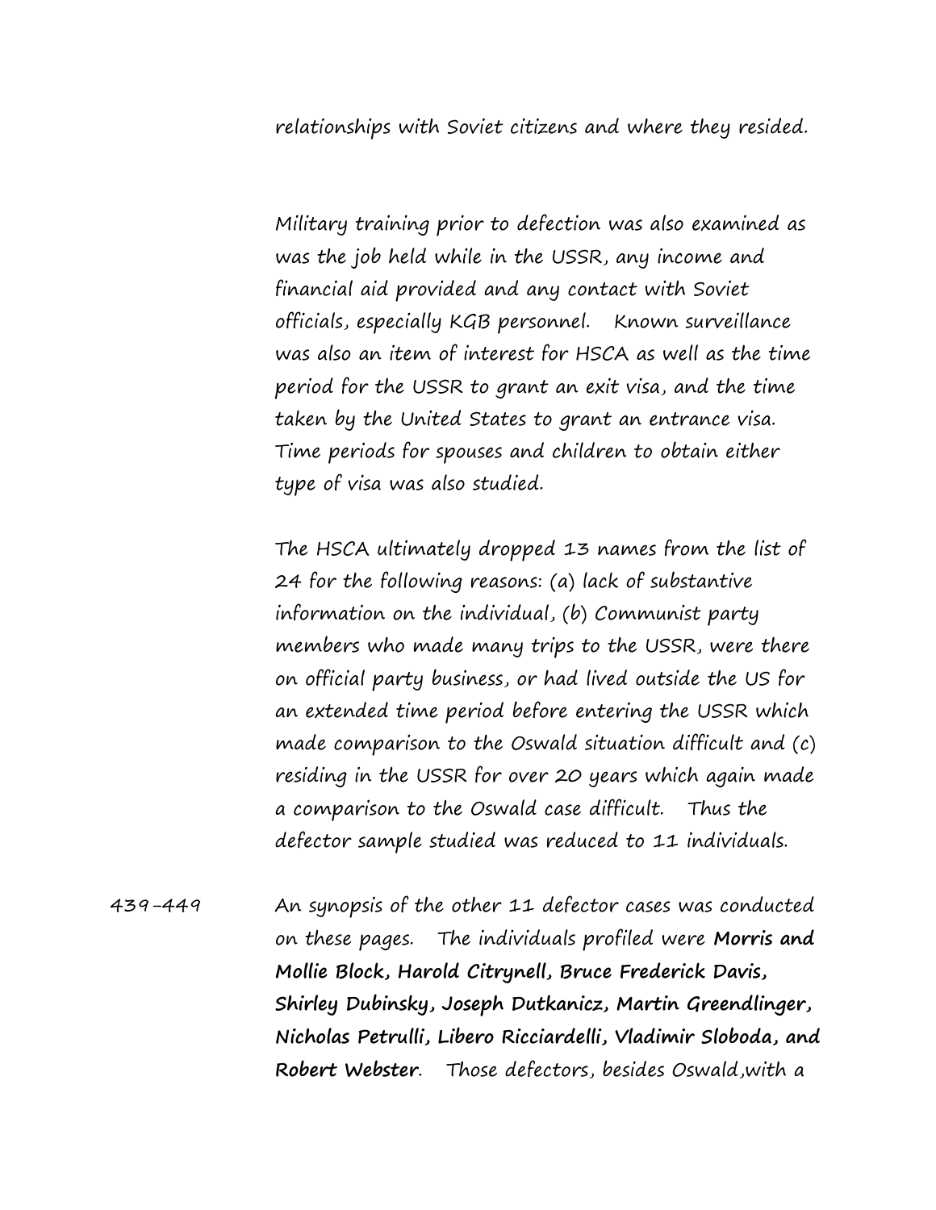relationships with Soviet citizens and where they resided.

Military training prior to defection was also examined as was the job held while in the USSR, any income and financial aid provided and any contact with Soviet officials, especially KGB personnel. Known surveillance was also an item of interest for HSCA as well as the time period for the USSR to grant an exit visa, and the time taken by the United States to grant an entrance visa. Time periods for spouses and children to obtain either type of visa was also studied.

The HSCA ultimately dropped 13 names from the list of 24 for the following reasons: (a) lack of substantive information on the individual, (b) Communist party members who made many trips to the USSR, were there on official party business, or had lived outside the US for an extended time period before entering the USSR which made comparison to the Oswald situation difficult and (c) residing in the USSR for over 20 years which again made a comparison to the Oswald case difficult. Thus the defector sample studied was reduced to 11 individuals.

439-449 An synopsis of the other 11 defector cases was conducted on these pages. The individuals profiled were **Morris and Mollie Block, Harold Citrynell, Bruce Frederick Davis, Shirley Dubinsky, Joseph Dutkanicz, Martin Greendlinger, Nicholas Petrulli, Libero Ricciardelli, Vladimir Sloboda, and Robert Webster**. Those defectors, besides Oswald,with a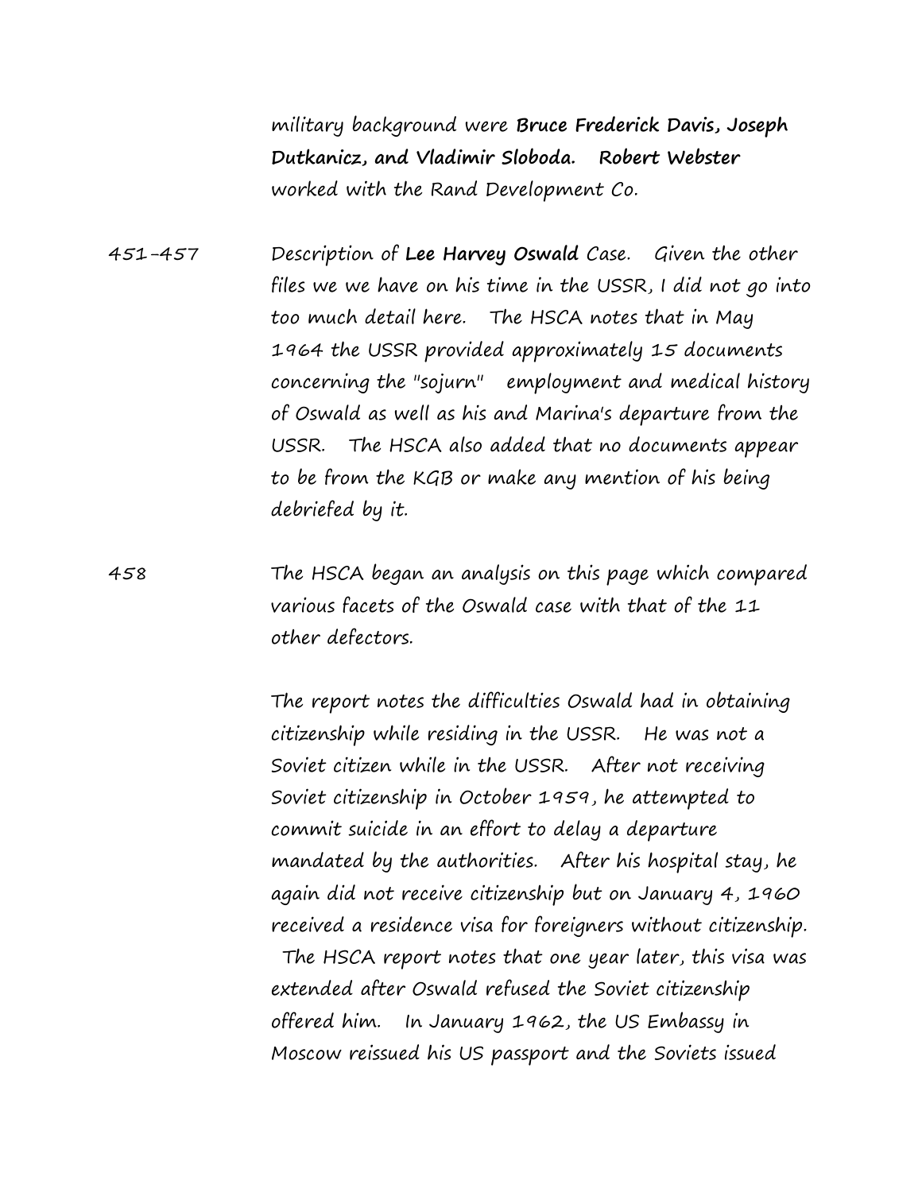military background were **Bruce Frederick Davis, Joseph Dutkanicz, and Vladimir Sloboda.** **Robert Webster** worked with the Rand Development Co.

451-457 Description of **Lee Harvey Oswald** Case. Given the other files we we have on his time in the USSR, I did not go into too much detail here. The HSCA notes that in May 1964 the USSR provided approximately 15 documents concerning the "sojurn" employment and medical history of Oswald as well as his and Marina's departure from the USSR. The HSCA also added that no documents appear to be from the KGB or make any mention of his being debriefed by it.

458 The HSCA began an analysis on this page which compared various facets of the Oswald case with that of the 11 other defectors.

The report notes the difficulties Oswald had in obtaining citizenship while residing in the USSR. He was not a Soviet citizen while in the USSR. After not receiving Soviet citizenship in October 1959, he attempted to commit suicide in an effort to delay a departure mandated by the authorities. After his hospital stay, he again did not receive citizenship but on January 4, 1960 received a residence visa for foreigners without citizenship. The HSCA report notes that one year later, this visa was extended after Oswald refused the Soviet citizenship offered him. In January 1962, the US Embassy in Moscow reissued his US passport and the Soviets issued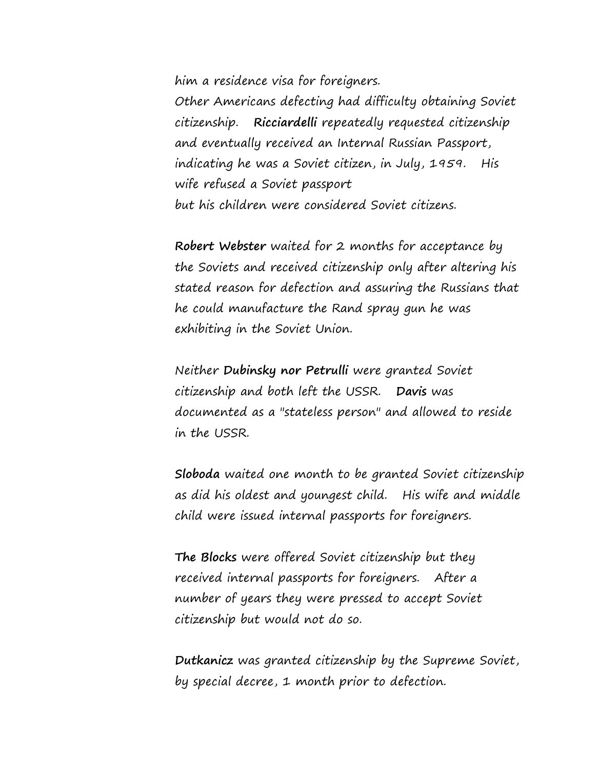him a residence visa for foreigners.

Other Americans defecting had difficulty obtaining Soviet citizenship. **Ricciardelli** repeatedly requested citizenship and eventually received an Internal Russian Passport, indicating he was a Soviet citizen, in July, 1959. His wife refused a Soviet passport but his children were considered Soviet citizens.

**Robert Webster** waited for 2 months for acceptance by the Soviets and received citizenship only after altering his stated reason for defection and assuring the Russians that he could manufacture the Rand spray gun he was exhibiting in the Soviet Union.

Neither **Dubinsky nor Petrulli** were granted Soviet citizenship and both left the USSR. **Davis** was documented as a "stateless person" and allowed to reside in the USSR.

**Sloboda** waited one month to be granted Soviet citizenship as did his oldest and youngest child. His wife and middle child were issued internal passports for foreigners.

**The Blocks** were offered Soviet citizenship but they received internal passports for foreigners. After a number of years they were pressed to accept Soviet citizenship but would not do so.

**Dutkanicz** was granted citizenship by the Supreme Soviet, by special decree, 1 month prior to defection.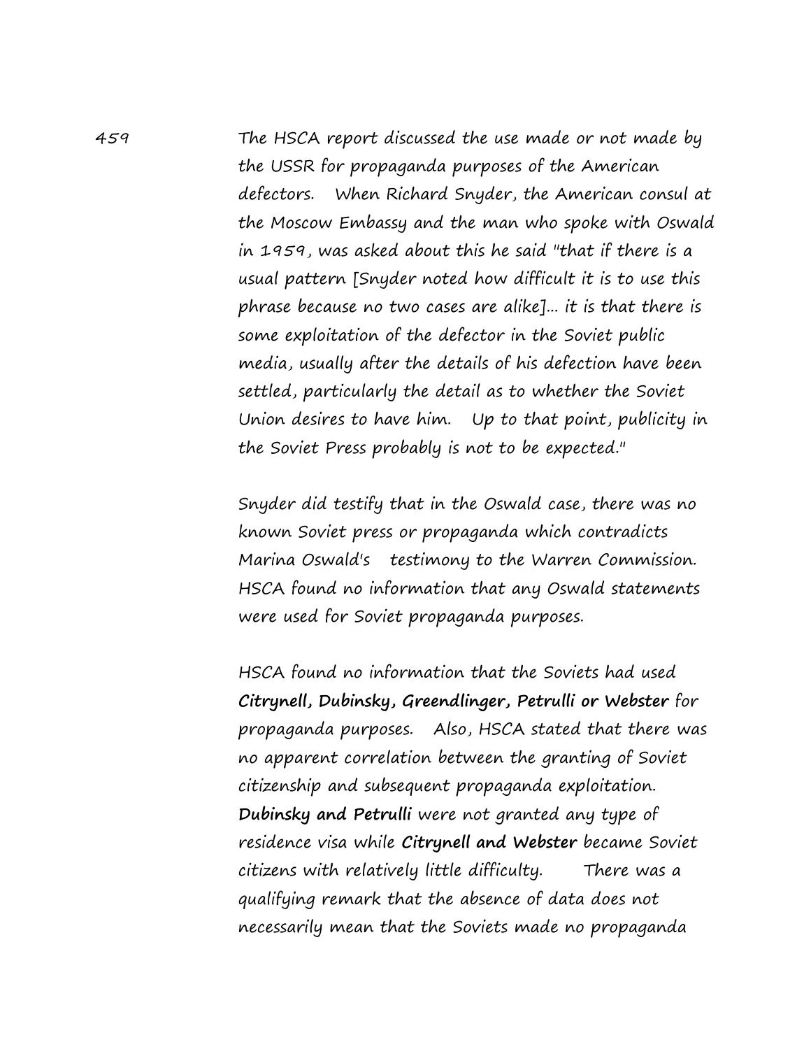459 The HSCA report discussed the use made or not made by the USSR for propaganda purposes of the American defectors. When Richard Snyder, the American consul at the Moscow Embassy and the man who spoke with Oswald in 1959, was asked about this he said "that if there is a usual pattern [Snyder noted how difficult it is to use this phrase because no two cases are alike]... it is that there is some exploitation of the defector in the Soviet public media, usually after the details of his defection have been settled, particularly the detail as to whether the Soviet Union desires to have him. Up to that point, publicity in the Soviet Press probably is not to be expected."

Snyder did testify that in the Oswald case, there was no known Soviet press or propaganda which contradicts Marina Oswald's testimony to the Warren Commission. HSCA found no information that any Oswald statements were used for Soviet propaganda purposes.

HSCA found no information that the Soviets had used **Citrynell, Dubinsky, Greendlinger, Petrulli or Webster** for propaganda purposes. Also, HSCA stated that there was no apparent correlation between the granting of Soviet citizenship and subsequent propaganda exploitation. **Dubinsky and Petrulli** were not granted any type of residence visa while **Citrynell and Webster** became Soviet citizens with relatively little difficulty. There was a qualifying remark that the absence of data does not necessarily mean that the Soviets made no propaganda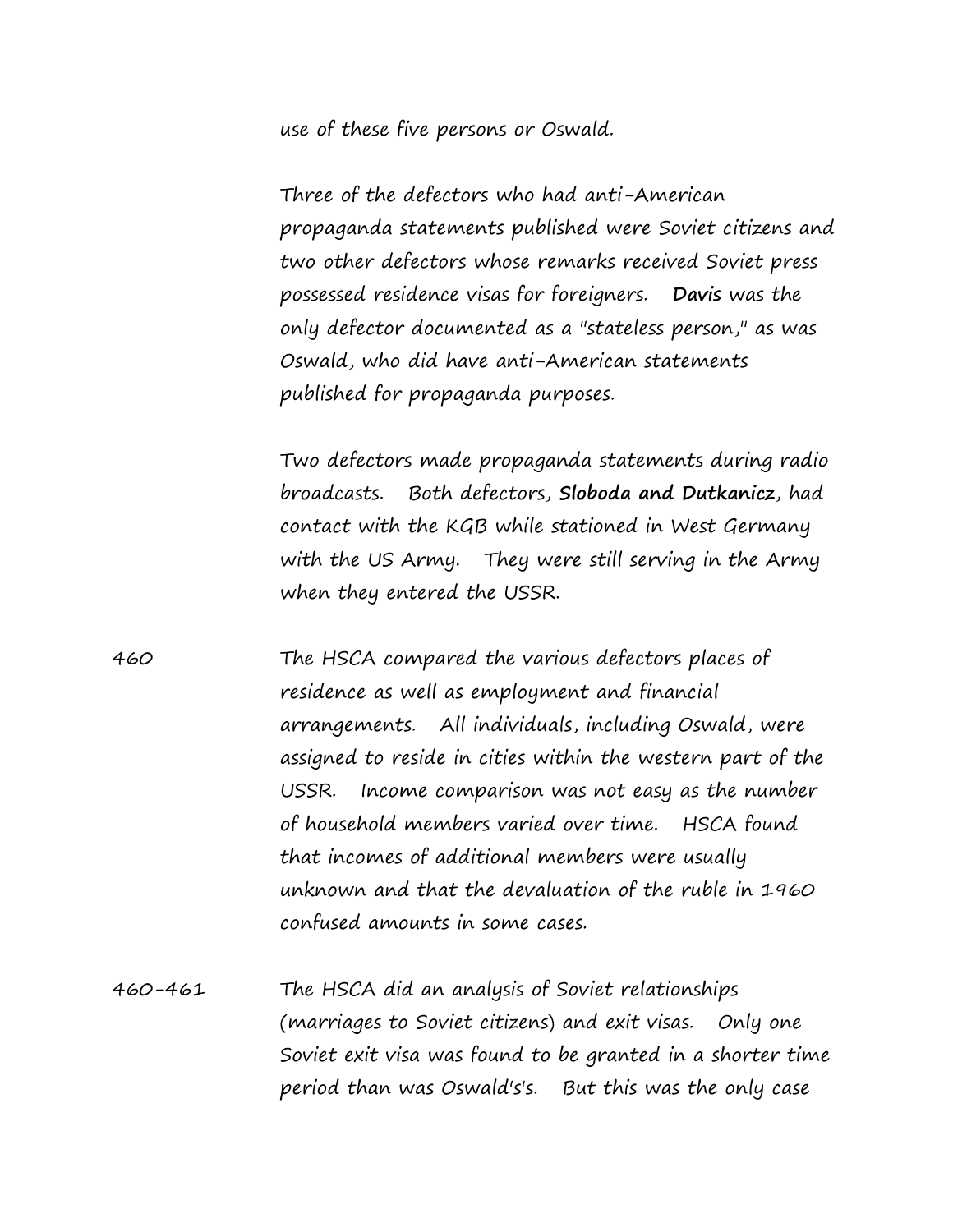use of these five persons or Oswald.

Three of the defectors who had anti-American propaganda statements published were Soviet citizens and two other defectors whose remarks received Soviet press possessed residence visas for foreigners. **Davis** was the only defector documented as a "stateless person," as was Oswald, who did have anti-American statements published for propaganda purposes.

Two defectors made propaganda statements during radio broadcasts. Both defectors, **Sloboda and Dutkanicz**, had contact with the KGB while stationed in West Germany with the US Army. They were still serving in the Army when they entered the USSR.

460 The HSCA compared the various defectors places of residence as well as employment and financial arrangements. All individuals, including Oswald, were assigned to reside in cities within the western part of the USSR. Income comparison was not easy as the number of household members varied over time. HSCA found that incomes of additional members were usually unknown and that the devaluation of the ruble in 1960 confused amounts in some cases.

460-461 The HSCA did an analysis of Soviet relationships (marriages to Soviet citizens) and exit visas. Only one Soviet exit visa was found to be granted in a shorter time period than was Oswald's's. But this was the only case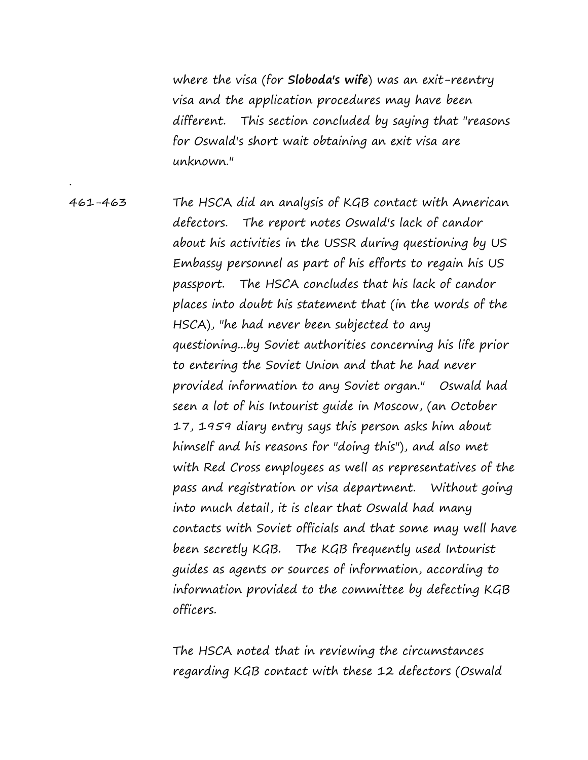where the visa (for **Sloboda's wife**) was an exit-reentry visa and the application procedures may have been different. This section concluded by saying that "reasons for Oswald's short wait obtaining an exit visa are unknown."

461-463 The HSCA did an analysis of KGB contact with American defectors. The report notes Oswald's lack of candor about his activities in the USSR during questioning by US Embassy personnel as part of his efforts to regain his US passport. The HSCA concludes that his lack of candor places into doubt his statement that (in the words of the HSCA), "he had never been subjected to any questioning...by Soviet authorities concerning his life prior to entering the Soviet Union and that he had never provided information to any Soviet organ." Oswald had seen a lot of his Intourist guide in Moscow, (an October 17, 1959 diary entry says this person asks him about himself and his reasons for "doing this"), and also met with Red Cross employees as well as representatives of the pass and registration or visa department. Without going into much detail, it is clear that Oswald had many contacts with Soviet officials and that some may well have been secretly KGB. The KGB frequently used Intourist guides as agents or sources of information, according to information provided to the committee by defecting KGB officers.

The HSCA noted that in reviewing the circumstances regarding KGB contact with these 12 defectors (Oswald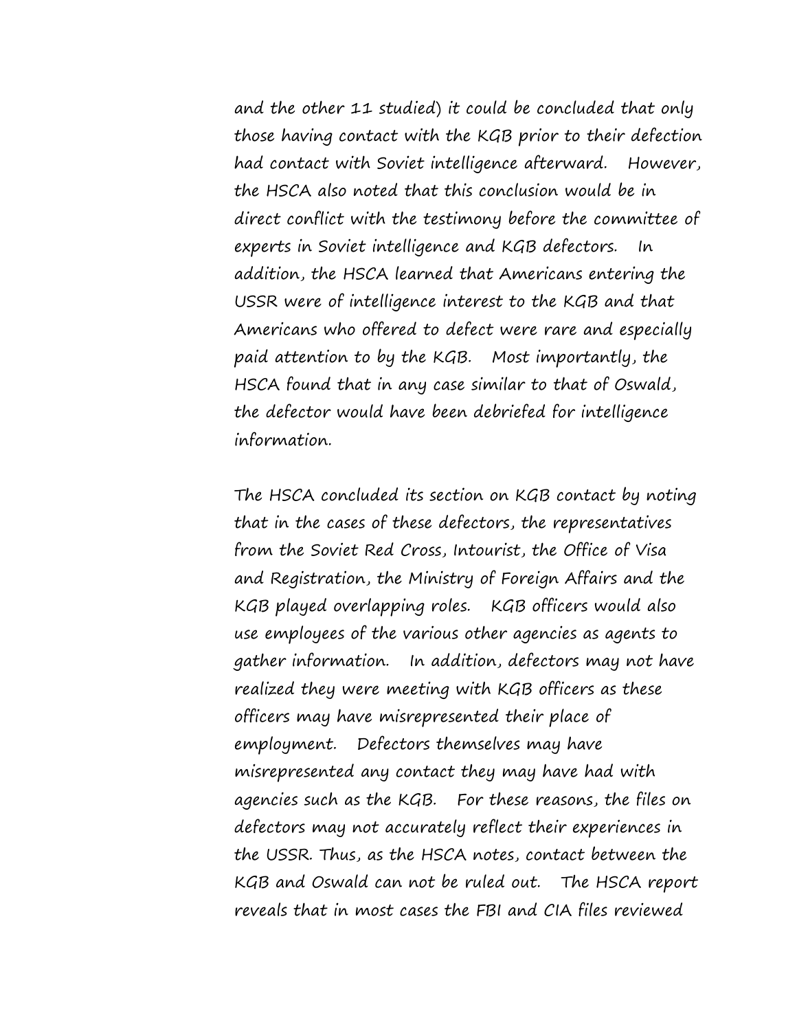and the other 11 studied) it could be concluded that only those having contact with the KGB prior to their defection had contact with Soviet intelligence afterward. However, the HSCA also noted that this conclusion would be in direct conflict with the testimony before the committee of experts in Soviet intelligence and KGB defectors. In addition, the HSCA learned that Americans entering the USSR were of intelligence interest to the KGB and that Americans who offered to defect were rare and especially paid attention to by the KGB. Most importantly, the HSCA found that in any case similar to that of Oswald, the defector would have been debriefed for intelligence information.

The HSCA concluded its section on KGB contact by noting that in the cases of these defectors, the representatives from the Soviet Red Cross, Intourist, the Office of Visa and Registration, the Ministry of Foreign Affairs and the KGB played overlapping roles. KGB officers would also use employees of the various other agencies as agents to gather information. In addition, defectors may not have realized they were meeting with KGB officers as these officers may have misrepresented their place of employment. Defectors themselves may have misrepresented any contact they may have had with agencies such as the KGB. For these reasons, the files on defectors may not accurately reflect their experiences in the USSR. Thus, as the HSCA notes, contact between the KGB and Oswald can not be ruled out. The HSCA report reveals that in most cases the FBI and CIA files reviewed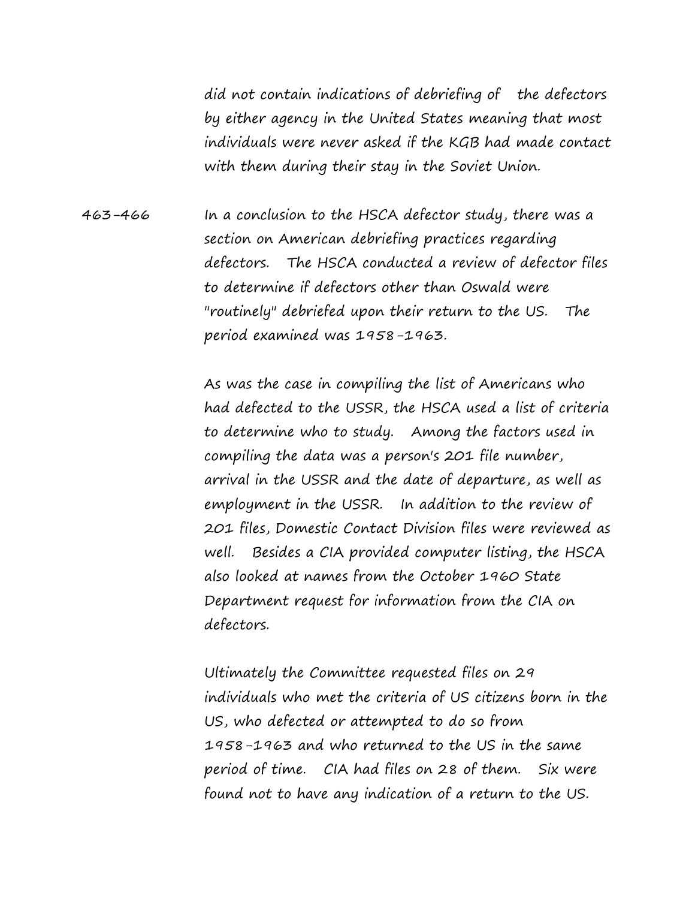did not contain indications of debriefing of the defectors by either agency in the United States meaning that most individuals were never asked if the KGB had made contact with them during their stay in the Soviet Union.

463-466 In a conclusion to the HSCA defector study, there was a section on American debriefing practices regarding defectors. The HSCA conducted a review of defector files to determine if defectors other than Oswald were "routinely" debriefed upon their return to the US. The period examined was 1958-1963.

As was the case in compiling the list of Americans who had defected to the USSR, the HSCA used a list of criteria to determine who to study. Among the factors used in compiling the data was a person's 201 file number, arrival in the USSR and the date of departure, as well as employment in the USSR. In addition to the review of 201 files, Domestic Contact Division files were reviewed as well. Besides a CIA provided computer listing, the HSCA also looked at names from the October 1960 State Department request for information from the CIA on defectors.

Ultimately the Committee requested files on 29 individuals who met the criteria of US citizens born in the US, who defected or attempted to do so from 1958-1963 and who returned to the US in the same period of time. CIA had files on 28 of them. Six were found not to have any indication of a return to the US.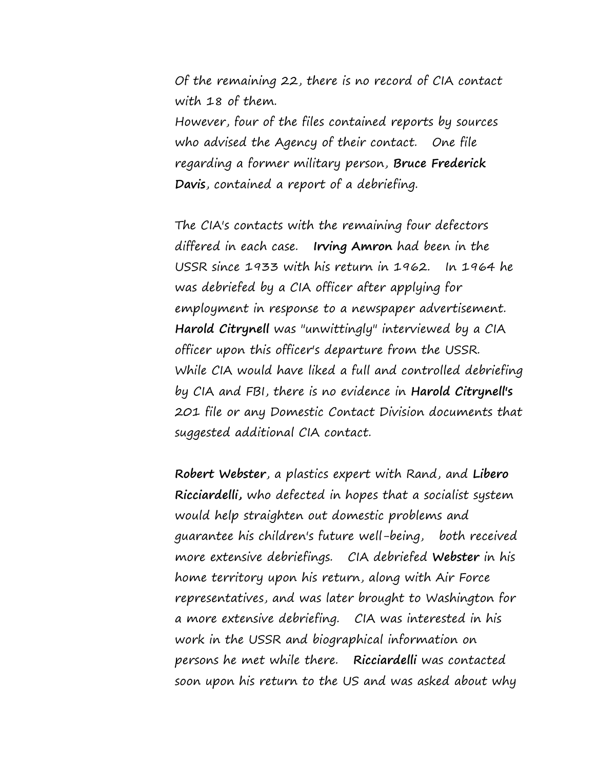Of the remaining 22, there is no record of CIA contact with 18 of them.
However, four of the files contained reports by sources who advised the Agency of their contact. One file regarding a former military person, **Bruce Frederick Davis**, contained a report of a debriefing.

The CIA's contacts with the remaining four defectors differed in each case. **Irving Amron** had been in the USSR since 1933 with his return in 1962. In 1964 he was debriefed by a CIA officer after applying for employment in response to a newspaper advertisement. **Harold Citrynell** was "unwittingly" interviewed by a CIA officer upon this officer's departure from the USSR. While CIA would have liked a full and controlled debriefing by CIA and FBI, there is no evidence in **Harold Citrynell's** 201 file or any Domestic Contact Division documents that suggested additional CIA contact.

**Robert Webster**, a plastics expert with Rand, and **Libero Ricciardelli,** who defected in hopes that a socialist system would help straighten out domestic problems and guarantee his children's future well-being, both received more extensive debriefings. CIA debriefed **Webster** in his home territory upon his return, along with Air Force representatives, and was later brought to Washington for a more extensive debriefing. CIA was interested in his work in the USSR and biographical information on persons he met while there. **Ricciardelli** was contacted soon upon his return to the US and was asked about why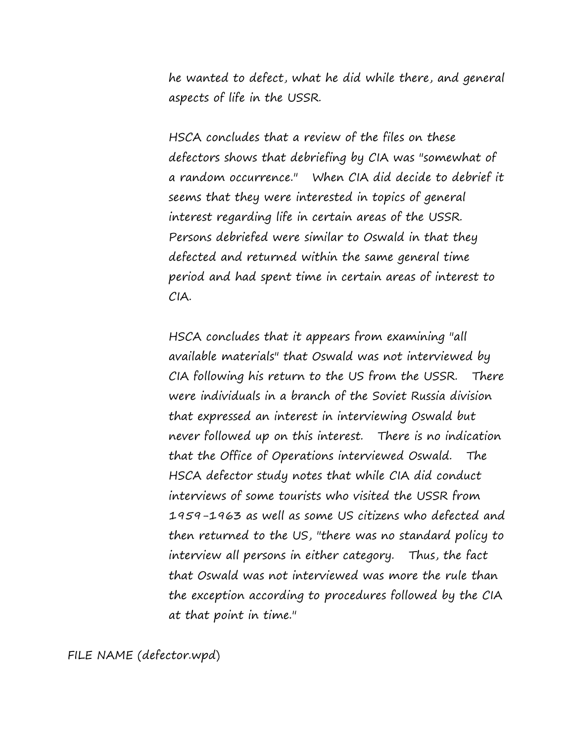he wanted to defect, what he did while there, and general aspects of life in the USSR.

HSCA concludes that a review of the files on these defectors shows that debriefing by CIA was "somewhat of a random occurrence." When CIA did decide to debrief it seems that they were interested in topics of general interest regarding life in certain areas of the USSR. Persons debriefed were similar to Oswald in that they defected and returned within the same general time period and had spent time in certain areas of interest to CIA.

HSCA concludes that it appears from examining "all available materials" that Oswald was not interviewed by CIA following his return to the US from the USSR. There were individuals in a branch of the Soviet Russia division that expressed an interest in interviewing Oswald but never followed up on this interest. There is no indication that the Office of Operations interviewed Oswald. The HSCA defector study notes that while CIA did conduct interviews of some tourists who visited the USSR from 1959-1963 as well as some US citizens who defected and then returned to the US, "there was no standard policy to interview all persons in either category. Thus, the fact that Oswald was not interviewed was more the rule than the exception according to procedures followed by the CIA at that point in time."

FILE NAME (defector.wpd)